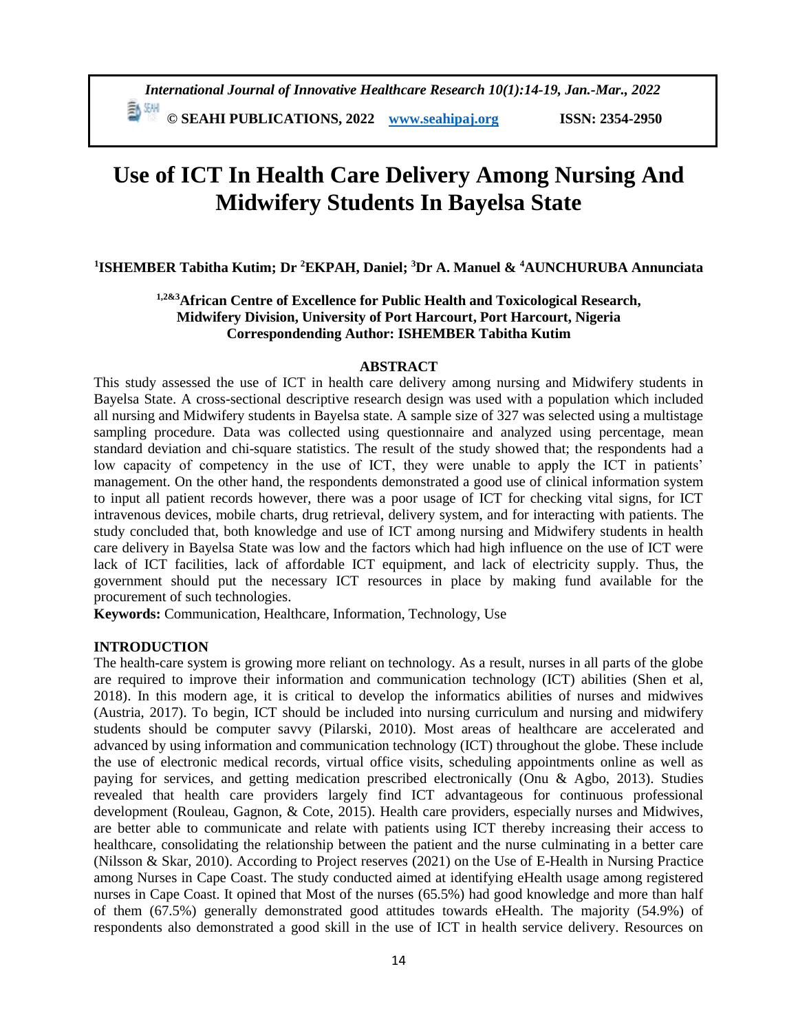# Use of ICT In Health Care Delivery Among Nursing And Midwifery Students In Bayelsa State

**[1]ISHEMBER Tabitha Kutim; Dr [2]EKPAH, Daniel; [3]Dr A. Manuel & [4]AUNCHURUBA Annunciata**

**[1,2&3]African Centre of Excellence for Public Health and Toxicological Research, Midwifery Division, University of Port Harcourt, Port Harcourt, Nigeria**
**Correspondending Author: ISHEMBER Tabitha Kutim**

## ABSTRACT

This study assessed the use of ICT in health care delivery among nursing and Midwifery students in Bayelsa State. A cross-sectional descriptive research design was used with a population which included all nursing and Midwifery students in Bayelsa state. A sample size of 327 was selected using a multistage sampling procedure. Data was collected using questionnaire and analyzed using percentage, mean standard deviation and chi-square statistics. The result of the study showed that; the respondents had a low capacity of competency in the use of ICT, they were unable to apply the ICT in patients' management. On the other hand, the respondents demonstrated a good use of clinical information system to input all patient records however, there was a poor usage of ICT for checking vital signs, for ICT intravenous devices, mobile charts, drug retrieval, delivery system, and for interacting with patients. The study concluded that, both knowledge and use of ICT among nursing and Midwifery students in health care delivery in Bayelsa State was low and the factors which had high influence on the use of ICT were lack of ICT facilities, lack of affordable ICT equipment, and lack of electricity supply. Thus, the government should put the necessary ICT resources in place by making fund available for the procurement of such technologies.

**Keywords:** Communication, Healthcare, Information, Technology, Use

## INTRODUCTION

The health-care system is growing more reliant on technology. As a result, nurses in all parts of the globe are required to improve their information and communication technology (ICT) abilities (Shen et al, 2018). In this modern age, it is critical to develop the informatics abilities of nurses and midwives (Austria, 2017). To begin, ICT should be included into nursing curriculum and nursing and midwifery students should be computer savvy (Pilarski, 2010). Most areas of healthcare are accelerated and advanced by using information and communication technology (ICT) throughout the globe. These include the use of electronic medical records, virtual office visits, scheduling appointments online as well as paying for services, and getting medication prescribed electronically (Onu & Agbo, 2013). Studies revealed that health care providers largely find ICT advantageous for continuous professional development (Rouleau, Gagnon, & Cote, 2015). Health care providers, especially nurses and Midwives, are better able to communicate and relate with patients using ICT thereby increasing their access to healthcare, consolidating the relationship between the patient and the nurse culminating in a better care (Nilsson & Skar, 2010). According to Project reserves (2021) on the Use of E-Health in Nursing Practice among Nurses in Cape Coast. The study conducted aimed at identifying eHealth usage among registered nurses in Cape Coast. It opined that Most of the nurses (65.5%) had good knowledge and more than half of them (67.5%) generally demonstrated good attitudes towards eHealth. The majority (54.9%) of respondents also demonstrated a good skill in the use of ICT in health service delivery. Resources on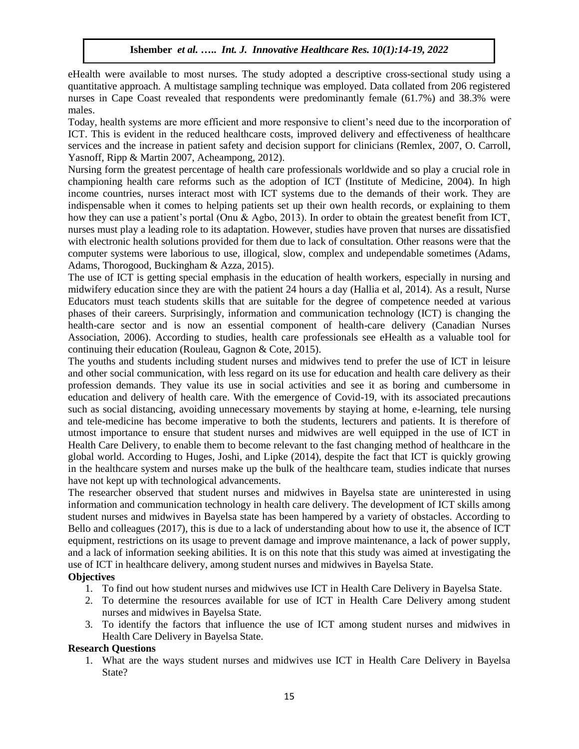eHealth were available to most nurses. The study adopted a descriptive cross-sectional study using a quantitative approach. A multistage sampling technique was employed. Data collated from 206 registered nurses in Cape Coast revealed that respondents were predominantly female (61.7%) and 38.3% were males.

Today, health systems are more efficient and more responsive to client's need due to the incorporation of ICT. This is evident in the reduced healthcare costs, improved delivery and effectiveness of healthcare services and the increase in patient safety and decision support for clinicians (Remlex, 2007, O. Carroll, Yasnoff, Ripp & Martin 2007, Acheampong, 2012).

Nursing form the greatest percentage of health care professionals worldwide and so play a crucial role in championing health care reforms such as the adoption of ICT (Institute of Medicine, 2004). In high income countries, nurses interact most with ICT systems due to the demands of their work. They are indispensable when it comes to helping patients set up their own health records, or explaining to them how they can use a patient's portal (Onu & Agbo, 2013). In order to obtain the greatest benefit from ICT, nurses must play a leading role to its adaptation. However, studies have proven that nurses are dissatisfied with electronic health solutions provided for them due to lack of consultation. Other reasons were that the computer systems were laborious to use, illogical, slow, complex and undependable sometimes (Adams, Adams, Thorogood, Buckingham & Azza, 2015).

The use of ICT is getting special emphasis in the education of health workers, especially in nursing and midwifery education since they are with the patient 24 hours a day (Hallia et al, 2014). As a result, Nurse Educators must teach students skills that are suitable for the degree of competence needed at various phases of their careers. Surprisingly, information and communication technology (ICT) is changing the health-care sector and is now an essential component of health-care delivery (Canadian Nurses Association, 2006). According to studies, health care professionals see eHealth as a valuable tool for continuing their education (Rouleau, Gagnon & Cote, 2015).

The youths and students including student nurses and midwives tend to prefer the use of ICT in leisure and other social communication, with less regard on its use for education and health care delivery as their profession demands. They value its use in social activities and see it as boring and cumbersome in education and delivery of health care. With the emergence of Covid-19, with its associated precautions such as social distancing, avoiding unnecessary movements by staying at home, e-learning, tele nursing and tele-medicine has become imperative to both the students, lecturers and patients. It is therefore of utmost importance to ensure that student nurses and midwives are well equipped in the use of ICT in Health Care Delivery, to enable them to become relevant to the fast changing method of healthcare in the global world. According to Huges, Joshi, and Lipke (2014), despite the fact that ICT is quickly growing in the healthcare system and nurses make up the bulk of the healthcare team, studies indicate that nurses have not kept up with technological advancements.

The researcher observed that student nurses and midwives in Bayelsa state are uninterested in using information and communication technology in health care delivery. The development of ICT skills among student nurses and midwives in Bayelsa state has been hampered by a variety of obstacles. According to Bello and colleagues (2017), this is due to a lack of understanding about how to use it, the absence of ICT equipment, restrictions on its usage to prevent damage and improve maintenance, a lack of power supply, and a lack of information seeking abilities. It is on this note that this study was aimed at investigating the use of ICT in healthcare delivery, among student nurses and midwives in Bayelsa State.

**Objectives**

1. To find out how student nurses and midwives use ICT in Health Care Delivery in Bayelsa State.
2. To determine the resources available for use of ICT in Health Care Delivery among student nurses and midwives in Bayelsa State.
3. To identify the factors that influence the use of ICT among student nurses and midwives in Health Care Delivery in Bayelsa State.

**Research Questions**

1. What are the ways student nurses and midwives use ICT in Health Care Delivery in Bayelsa State?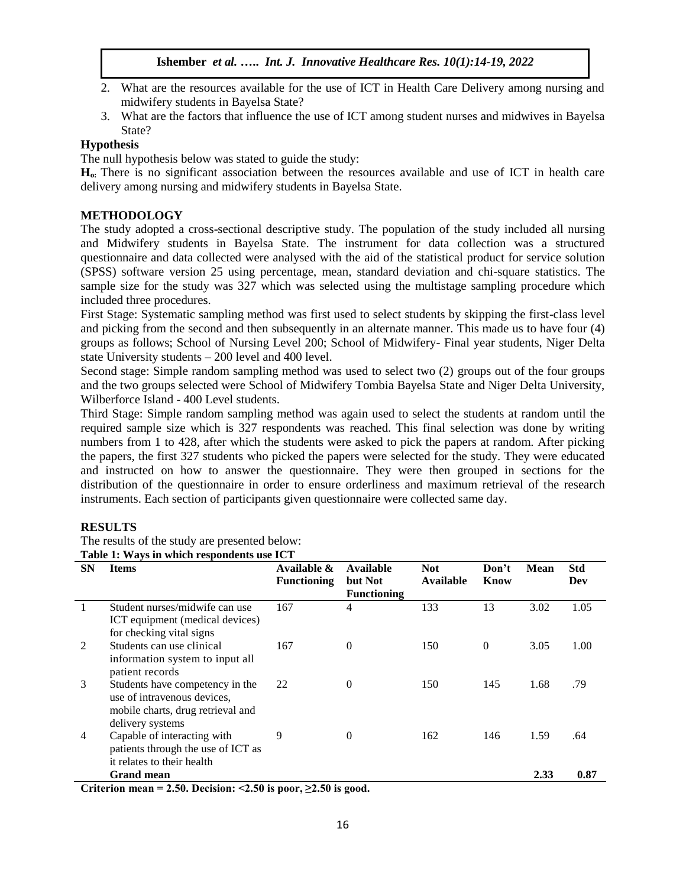2. What are the resources available for the use of ICT in Health Care Delivery among nursing and midwifery students in Bayelsa State?
3. What are the factors that influence the use of ICT among student nurses and midwives in Bayelsa State?

### Hypothesis

The null hypothesis below was stated to guide the study:

**$H_o$:** There is no significant association between the resources available and use of ICT in health care delivery among nursing and midwifery students in Bayelsa State.

## METHODOLOGY

The study adopted a cross-sectional descriptive study. The population of the study included all nursing and Midwifery students in Bayelsa State. The instrument for data collection was a structured questionnaire and data collected were analysed with the aid of the statistical product for service solution (SPSS) software version 25 using percentage, mean, standard deviation and chi-square statistics. The sample size for the study was 327 which was selected using the multistage sampling procedure which included three procedures.

First Stage: Systematic sampling method was first used to select students by skipping the first-class level and picking from the second and then subsequently in an alternate manner. This made us to have four (4) groups as follows; School of Nursing Level 200; School of Midwifery- Final year students, Niger Delta state University students – 200 level and 400 level.

Second stage: Simple random sampling method was used to select two (2) groups out of the four groups and the two groups selected were School of Midwifery Tombia Bayelsa State and Niger Delta University, Wilberforce Island - 400 Level students.

Third Stage: Simple random sampling method was again used to select the students at random until the required sample size which is 327 respondents was reached. This final selection was done by writing numbers from 1 to 428, after which the students were asked to pick the papers at random. After picking the papers, the first 327 students who picked the papers were selected for the study. They were educated and instructed on how to answer the questionnaire. They were then grouped in sections for the distribution of the questionnaire in order to ensure orderliness and maximum retrieval of the research instruments. Each section of participants given questionnaire were collected same day.

## RESULTS

The results of the study are presented below:

**Table 1: Ways in which respondents use ICT**

| SN | Items | Available & Functioning | Available but Not Functioning | Not Available | Don't Know | Mean | Std Dev |
|---|---|---|---|---|---|---|---|
| 1 | Student nurses/midwife can use ICT equipment (medical devices) for checking vital signs | 167 | 4 | 133 | 13 | 3.02 | 1.05 |
| 2 | Students can use clinical information system to input all patient records | 167 | 0 | 150 | 0 | 3.05 | 1.00 |
| 3 | Students have competency in the use of intravenous devices, mobile charts, drug retrieval and delivery systems | 22 | 0 | 150 | 145 | 1.68 | .79 |
| 4 | Capable of interacting with patients through the use of ICT as it relates to their health | 9 | 0 | 162 | 146 | 1.59 | .64 |
| | **Grand mean** | | | | | **2.33** | **0.87** |

**Criterion mean = 2.50. Decision: <2.50 is poor, ≥2.50 is good.**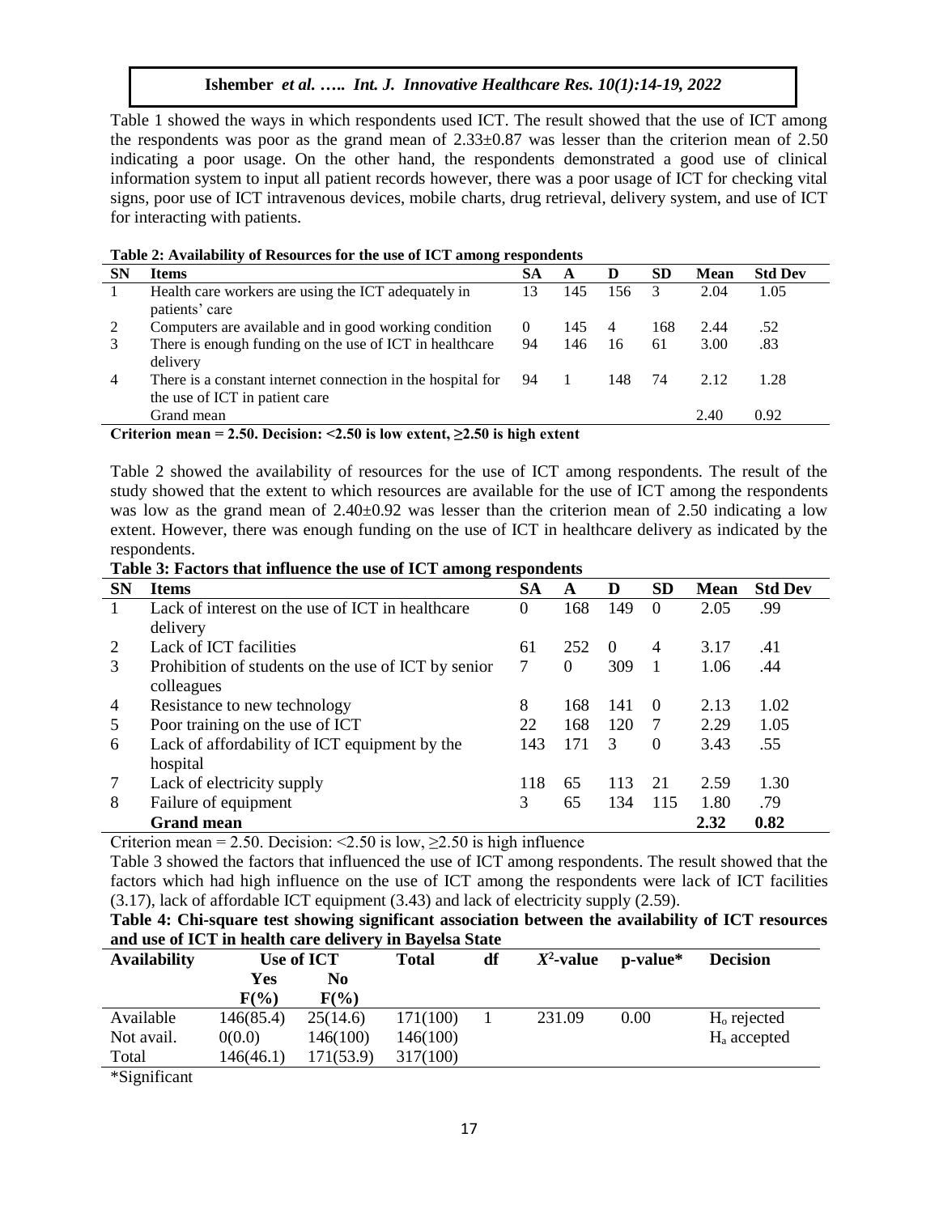Table 1 showed the ways in which respondents used ICT. The result showed that the use of ICT among the respondents was poor as the grand mean of 2.33±0.87 was lesser than the criterion mean of 2.50 indicating a poor usage. On the other hand, the respondents demonstrated a good use of clinical information system to input all patient records however, there was a poor usage of ICT for checking vital signs, poor use of ICT intravenous devices, mobile charts, drug retrieval, delivery system, and use of ICT for interacting with patients.

**Table 2: Availability of Resources for the use of ICT among respondents**

| SN | Items | SA | A | D | SD | Mean | Std Dev |
|---|---|---|---|---|---|---|---|
| 1 | Health care workers are using the ICT adequately in patients' care | 13 | 145 | 156 | 3 | 2.04 | 1.05 |
| 2 | Computers are available and in good working condition | 0 | 145 | 4 | 168 | 2.44 | .52 |
| 3 | There is enough funding on the use of ICT in healthcare delivery | 94 | 146 | 16 | 61 | 3.00 | .83 |
| 4 | There is a constant internet connection in the hospital for the use of ICT in patient care | 94 | 1 | 148 | 74 | 2.12 | 1.28 |
| | Grand mean | | | | | 2.40 | 0.92 |

**Criterion mean = 2.50. Decision: <2.50 is low extent, ≥2.50 is high extent**

Table 2 showed the availability of resources for the use of ICT among respondents. The result of the study showed that the extent to which resources are available for the use of ICT among the respondents was low as the grand mean of 2.40±0.92 was lesser than the criterion mean of 2.50 indicating a low extent. However, there was enough funding on the use of ICT in healthcare delivery as indicated by the respondents.

**Table 3: Factors that influence the use of ICT among respondents**

| SN | Items | SA | A | D | SD | Mean | Std Dev |
|---|---|---|---|---|---|---|---|
| 1 | Lack of interest on the use of ICT in healthcare delivery | 0 | 168 | 149 | 0 | 2.05 | .99 |
| 2 | Lack of ICT facilities | 61 | 252 | 0 | 4 | 3.17 | .41 |
| 3 | Prohibition of students on the use of ICT by senior colleagues | 7 | 0 | 309 | 1 | 1.06 | .44 |
| 4 | Resistance to new technology | 8 | 168 | 141 | 0 | 2.13 | 1.02 |
| 5 | Poor training on the use of ICT | 22 | 168 | 120 | 7 | 2.29 | 1.05 |
| 6 | Lack of affordability of ICT equipment by the hospital | 143 | 171 | 3 | 0 | 3.43 | .55 |
| 7 | Lack of electricity supply | 118 | 65 | 113 | 21 | 2.59 | 1.30 |
| 8 | Failure of equipment | 3 | 65 | 134 | 115 | 1.80 | .79 |
| | **Grand mean** | | | | | **2.32** | **0.82** |

Criterion mean = 2.50. Decision: <2.50 is low, ≥2.50 is high influence

Table 3 showed the factors that influenced the use of ICT among respondents. The result showed that the factors which had high influence on the use of ICT among the respondents were lack of ICT facilities (3.17), lack of affordable ICT equipment (3.43) and lack of electricity supply (2.59).

**Table 4: Chi-square test showing significant association between the availability of ICT resources and use of ICT in health care delivery in Bayelsa State**

| Availability | Use of ICT | | Total | df | $X^2$-value | p-value* | Decision |
|---|---|---|---|---|---|---|---|
| | Yes F(%) | No F(%) | | | | | |
| Available | 146(85.4) | 25(14.6) | 171(100) | 1 | 231.09 | 0.00 | $H_o$ rejected |
| Not avail. | 0(0.0) | 146(100) | 146(100) | | | | $H_a$ accepted |
| Total | 146(46.1) | 171(53.9) | 317(100) | | | | |

*Significant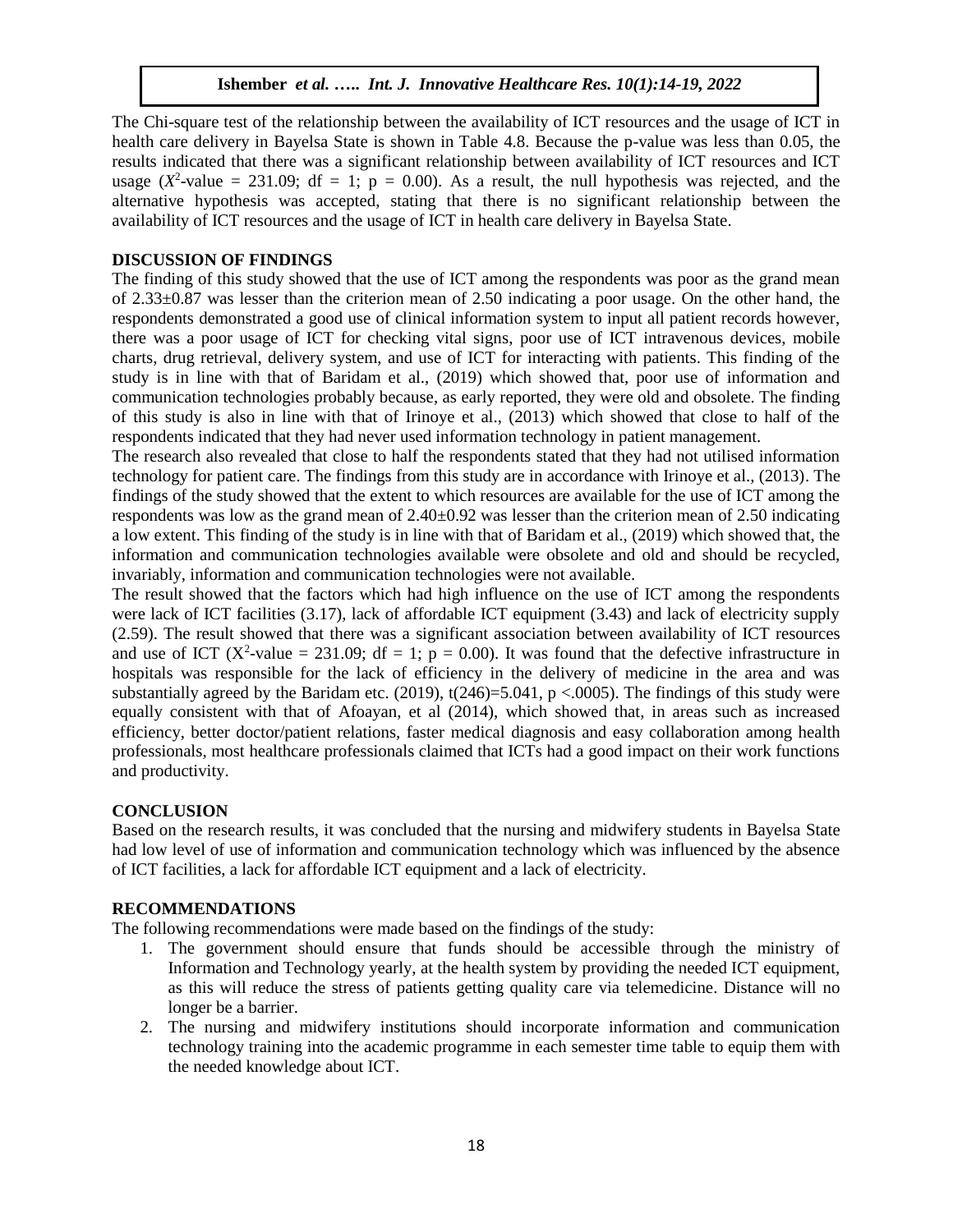The Chi-square test of the relationship between the availability of ICT resources and the usage of ICT in health care delivery in Bayelsa State is shown in Table 4.8. Because the p-value was less than 0.05, the results indicated that there was a significant relationship between availability of ICT resources and ICT usage ($X^2$-value = 231.09; df = 1; p = 0.00). As a result, the null hypothesis was rejected, and the alternative hypothesis was accepted, stating that there is no significant relationship between the availability of ICT resources and the usage of ICT in health care delivery in Bayelsa State.

## DISCUSSION OF FINDINGS

The finding of this study showed that the use of ICT among the respondents was poor as the grand mean of 2.33±0.87 was lesser than the criterion mean of 2.50 indicating a poor usage. On the other hand, the respondents demonstrated a good use of clinical information system to input all patient records however, there was a poor usage of ICT for checking vital signs, poor use of ICT intravenous devices, mobile charts, drug retrieval, delivery system, and use of ICT for interacting with patients. This finding of the study is in line with that of Baridam et al., (2019) which showed that, poor use of information and communication technologies probably because, as early reported, they were old and obsolete. The finding of this study is also in line with that of Irinoye et al., (2013) which showed that close to half of the respondents indicated that they had never used information technology in patient management.

The research also revealed that close to half the respondents stated that they had not utilised information technology for patient care. The findings from this study are in accordance with Irinoye et al., (2013). The findings of the study showed that the extent to which resources are available for the use of ICT among the respondents was low as the grand mean of 2.40±0.92 was lesser than the criterion mean of 2.50 indicating a low extent. This finding of the study is in line with that of Baridam et al., (2019) which showed that, the information and communication technologies available were obsolete and old and should be recycled, invariably, information and communication technologies were not available.

The result showed that the factors which had high influence on the use of ICT among the respondents were lack of ICT facilities (3.17), lack of affordable ICT equipment (3.43) and lack of electricity supply (2.59). The result showed that there was a significant association between availability of ICT resources and use of ICT ($X^2$-value = 231.09; df = 1; p = 0.00). It was found that the defective infrastructure in hospitals was responsible for the lack of efficiency in the delivery of medicine in the area and was substantially agreed by the Baridam etc. (2019), $t(246)=5.041$, $p <.0005$). The findings of this study were equally consistent with that of Afoayan, et al (2014), which showed that, in areas such as increased efficiency, better doctor/patient relations, faster medical diagnosis and easy collaboration among health professionals, most healthcare professionals claimed that ICTs had a good impact on their work functions and productivity.

## CONCLUSION

Based on the research results, it was concluded that the nursing and midwifery students in Bayelsa State had low level of use of information and communication technology which was influenced by the absence of ICT facilities, a lack for affordable ICT equipment and a lack of electricity.

## RECOMMENDATIONS

The following recommendations were made based on the findings of the study:

1. The government should ensure that funds should be accessible through the ministry of Information and Technology yearly, at the health system by providing the needed ICT equipment, as this will reduce the stress of patients getting quality care via telemedicine. Distance will no longer be a barrier.
2. The nursing and midwifery institutions should incorporate information and communication technology training into the academic programme in each semester time table to equip them with the needed knowledge about ICT.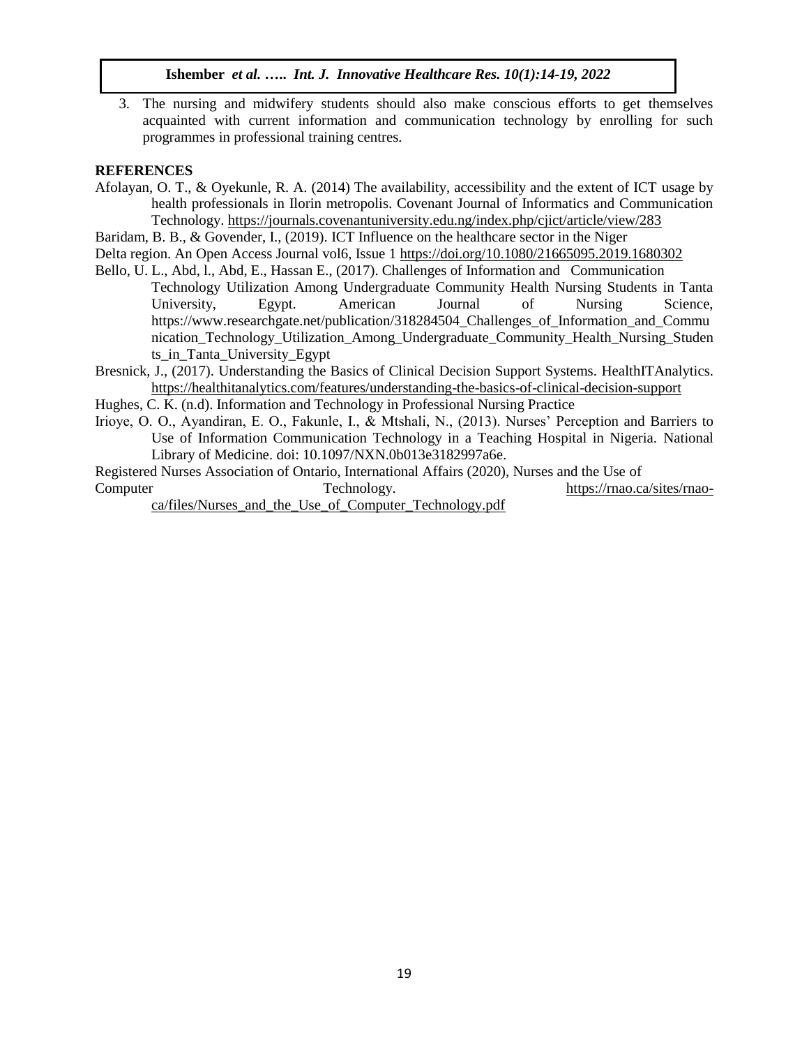3. The nursing and midwifery students should also make conscious efforts to get themselves acquainted with current information and communication technology by enrolling for such programmes in professional training centres.

## REFERENCES

Afolayan, O. T., & Oyekunle, R. A. (2014) The availability, accessibility and the extent of ICT usage by health professionals in Ilorin metropolis. Covenant Journal of Informatics and Communication Technology. https://journals.covenantuniversity.edu.ng/index.php/cjict/article/view/283

Baridam, B. B., & Govender, I., (2019). ICT Influence on the healthcare sector in the Niger Delta region. An Open Access Journal vol6, Issue 1 https://doi.org/10.1080/21665095.2019.1680302

Bello, U. L., Abd, l., Abd, E., Hassan E., (2017). Challenges of Information and Communication Technology Utilization Among Undergraduate Community Health Nursing Students in Tanta University, Egypt. American Journal of Nursing Science, https://www.researchgate.net/publication/318284504_Challenges_of_Information_and_Communication_Technology_Utilization_Among_Undergraduate_Community_Health_Nursing_Students_in_Tanta_University_Egypt

Bresnick, J., (2017). Understanding the Basics of Clinical Decision Support Systems. HealthITAnalytics. https://healthitanalytics.com/features/understanding-the-basics-of-clinical-decision-support

Hughes, C. K. (n.d). Information and Technology in Professional Nursing Practice

Irioye, O. O., Ayandiran, E. O., Fakunle, I., & Mtshali, N., (2013). Nurses' Perception and Barriers to Use of Information Communication Technology in a Teaching Hospital in Nigeria. National Library of Medicine. doi: 10.1097/NXN.0b013e3182997a6e.

Registered Nurses Association of Ontario, International Affairs (2020), Nurses and the Use of Computer Technology. https://rnao.ca/sites/rnao-ca/files/Nurses_and_the_Use_of_Computer_Technology.pdf